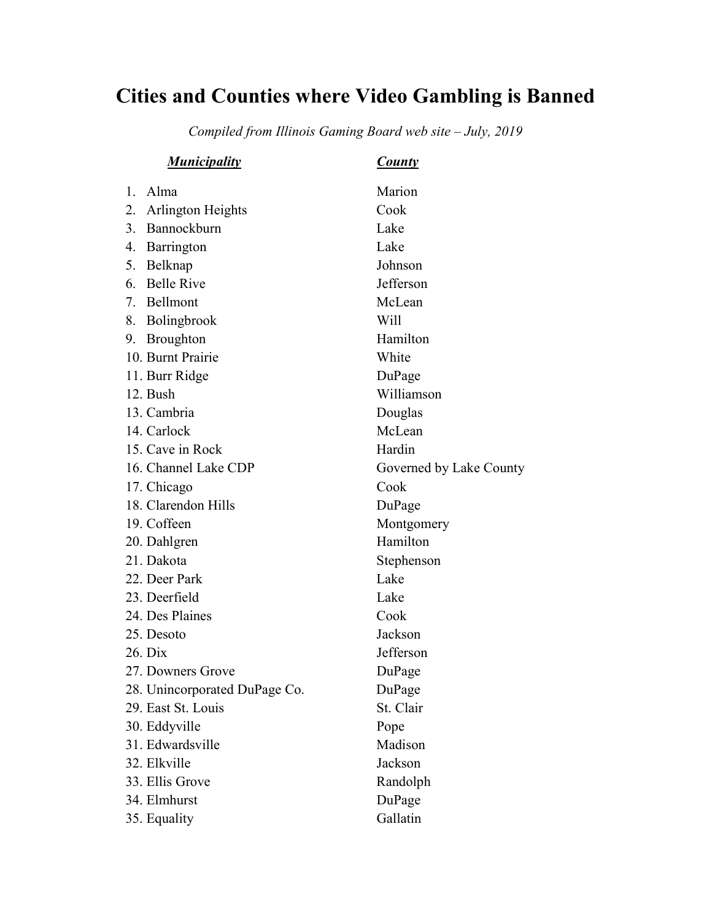# Cities and Counties where Video Gambling is Banned

*Compiled from Illinois Gaming Board web site – July, 2019*

| ***Municipality*** | ***County*** |
|---|---|
| 1. Alma | Marion |
| 2. Arlington Heights | Cook |
| 3. Bannockburn | Lake |
| 4. Barrington | Lake |
| 5. Belknap | Johnson |
| 6. Belle Rive | Jefferson |
| 7. Bellmont | McLean |
| 8. Bolingbrook | Will |
| 9. Broughton | Hamilton |
| 10. Burnt Prairie | White |
| 11. Burr Ridge | DuPage |
| 12. Bush | Williamson |
| 13. Cambria | Douglas |
| 14. Carlock | McLean |
| 15. Cave in Rock | Hardin |
| 16. Channel Lake CDP | Governed by Lake County |
| 17. Chicago | Cook |
| 18. Clarendon Hills | DuPage |
| 19. Coffeen | Montgomery |
| 20. Dahlgren | Hamilton |
| 21. Dakota | Stephenson |
| 22. Deer Park | Lake |
| 23. Deerfield | Lake |
| 24. Des Plaines | Cook |
| 25. Desoto | Jackson |
| 26. Dix | Jefferson |
| 27. Downers Grove | DuPage |
| 28. Unincorporated DuPage Co. | DuPage |
| 29. East St. Louis | St. Clair |
| 30. Eddyville | Pope |
| 31. Edwardsville | Madison |
| 32. Elkville | Jackson |
| 33. Ellis Grove | Randolph |
| 34. Elmhurst | DuPage |
| 35. Equality | Gallatin |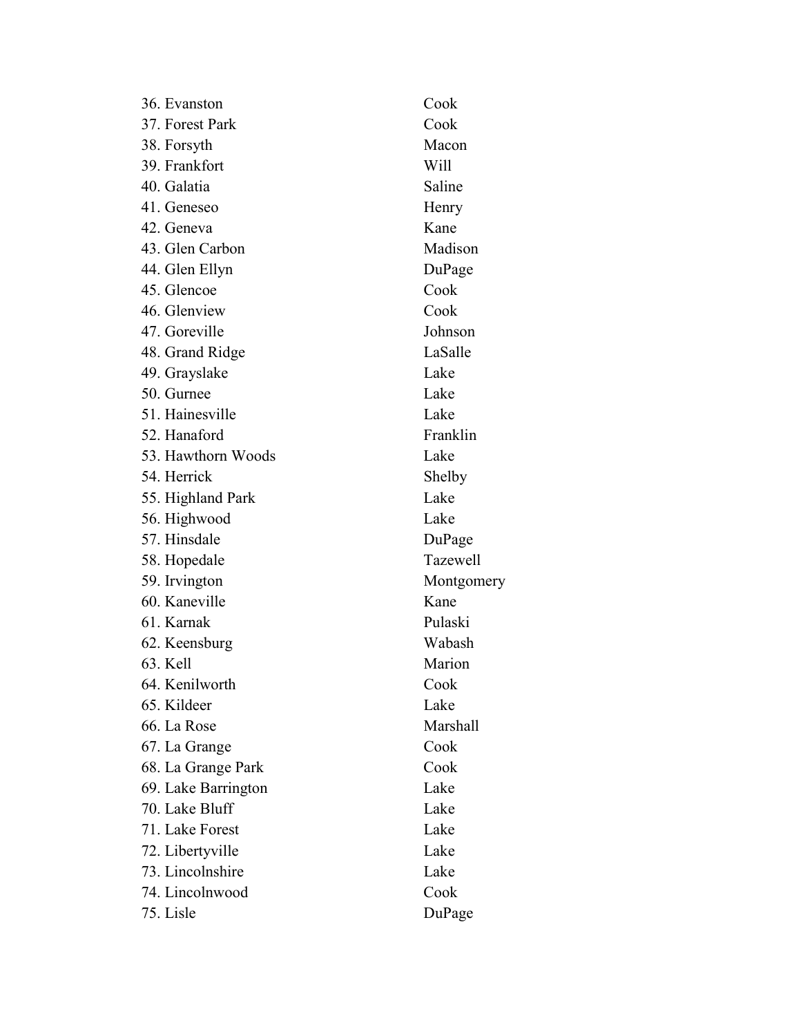| | |
|---|---|
| 36. Evanston | Cook |
| 37. Forest Park | Cook |
| 38. Forsyth | Macon |
| 39. Frankfort | Will |
| 40. Galatia | Saline |
| 41. Geneseo | Henry |
| 42. Geneva | Kane |
| 43. Glen Carbon | Madison |
| 44. Glen Ellyn | DuPage |
| 45. Glencoe | Cook |
| 46. Glenview | Cook |
| 47. Goreville | Johnson |
| 48. Grand Ridge | LaSalle |
| 49. Grayslake | Lake |
| 50. Gurnee | Lake |
| 51. Hainesville | Lake |
| 52. Hanaford | Franklin |
| 53. Hawthorn Woods | Lake |
| 54. Herrick | Shelby |
| 55. Highland Park | Lake |
| 56. Highwood | Lake |
| 57. Hinsdale | DuPage |
| 58. Hopedale | Tazewell |
| 59. Irvington | Montgomery |
| 60. Kaneville | Kane |
| 61. Karnak | Pulaski |
| 62. Keensburg | Wabash |
| 63. Kell | Marion |
| 64. Kenilworth | Cook |
| 65. Kildeer | Lake |
| 66. La Rose | Marshall |
| 67. La Grange | Cook |
| 68. La Grange Park | Cook |
| 69. Lake Barrington | Lake |
| 70. Lake Bluff | Lake |
| 71. Lake Forest | Lake |
| 72. Libertyville | Lake |
| 73. Lincolnshire | Lake |
| 74. Lincolnwood | Cook |
| 75. Lisle | DuPage |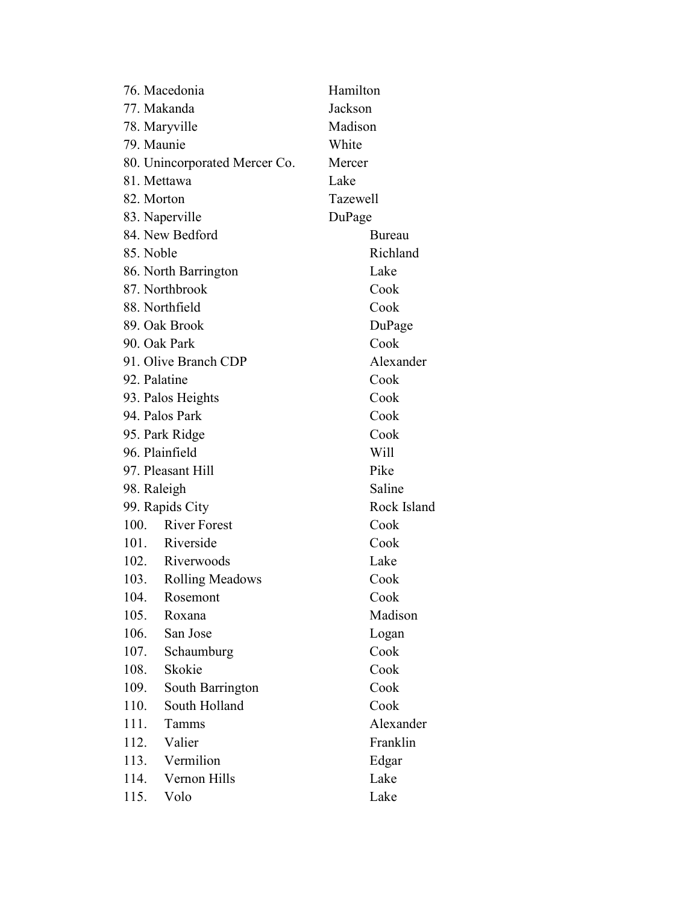| | |
|---|---|
| 76. Macedonia | Hamilton |
| 77. Makanda | Jackson |
| 78. Maryville | Madison |
| 79. Maunie | White |
| 80. Unincorporated Mercer Co. | Mercer |
| 81. Mettawa | Lake |
| 82. Morton | Tazewell |
| 83. Naperville | DuPage |
| 84. New Bedford | Bureau |
| 85. Noble | Richland |
| 86. North Barrington | Lake |
| 87. Northbrook | Cook |
| 88. Northfield | Cook |
| 89. Oak Brook | DuPage |
| 90. Oak Park | Cook |
| 91. Olive Branch CDP | Alexander |
| 92. Palatine | Cook |
| 93. Palos Heights | Cook |
| 94. Palos Park | Cook |
| 95. Park Ridge | Cook |
| 96. Plainfield | Will |
| 97. Pleasant Hill | Pike |
| 98. Raleigh | Saline |
| 99. Rapids City | Rock Island |
| 100. River Forest | Cook |
| 101. Riverside | Cook |
| 102. Riverwoods | Lake |
| 103. Rolling Meadows | Cook |
| 104. Rosemont | Cook |
| 105. Roxana | Madison |
| 106. San Jose | Logan |
| 107. Schaumburg | Cook |
| 108. Skokie | Cook |
| 109. South Barrington | Cook |
| 110. South Holland | Cook |
| 111. Tamms | Alexander |
| 112. Valier | Franklin |
| 113. Vermilion | Edgar |
| 114. Vernon Hills | Lake |
| 115. Volo | Lake |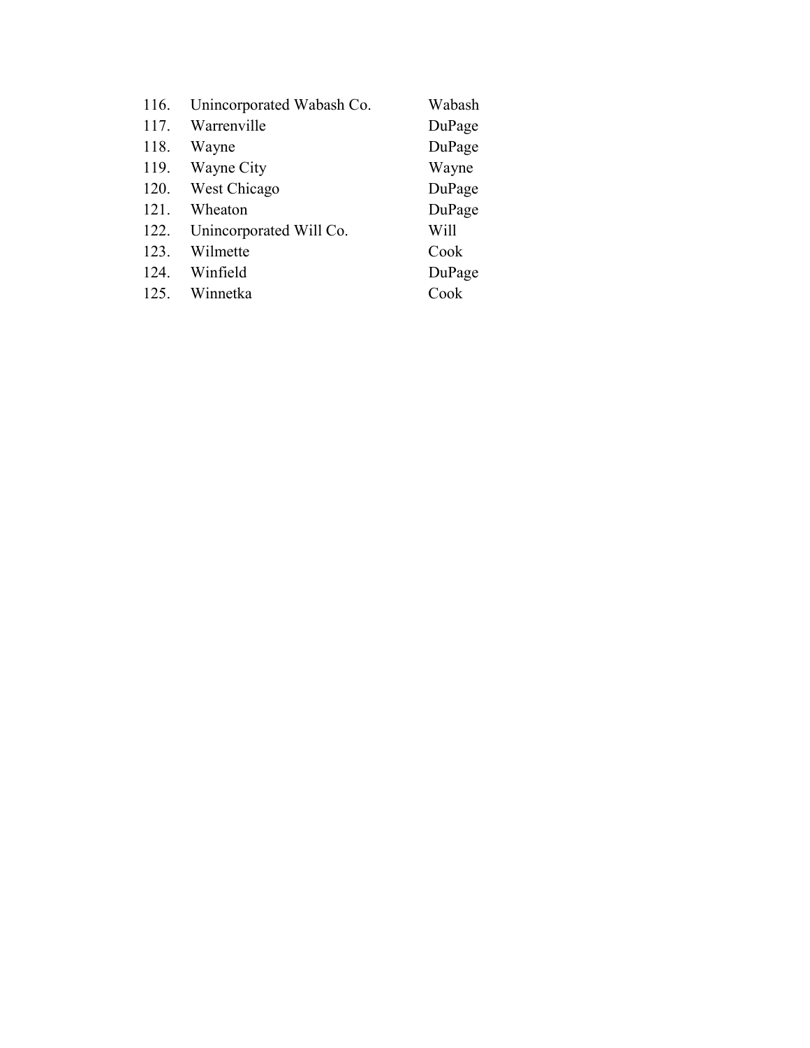| | | |
|---|---|---|
| 116. | Unincorporated Wabash Co. | Wabash |
| 117. | Warrenville | DuPage |
| 118. | Wayne | DuPage |
| 119. | Wayne City | Wayne |
| 120. | West Chicago | DuPage |
| 121. | Wheaton | DuPage |
| 122. | Unincorporated Will Co. | Will |
| 123. | Wilmette | Cook |
| 124. | Winfield | DuPage |
| 125. | Winnetka | Cook |